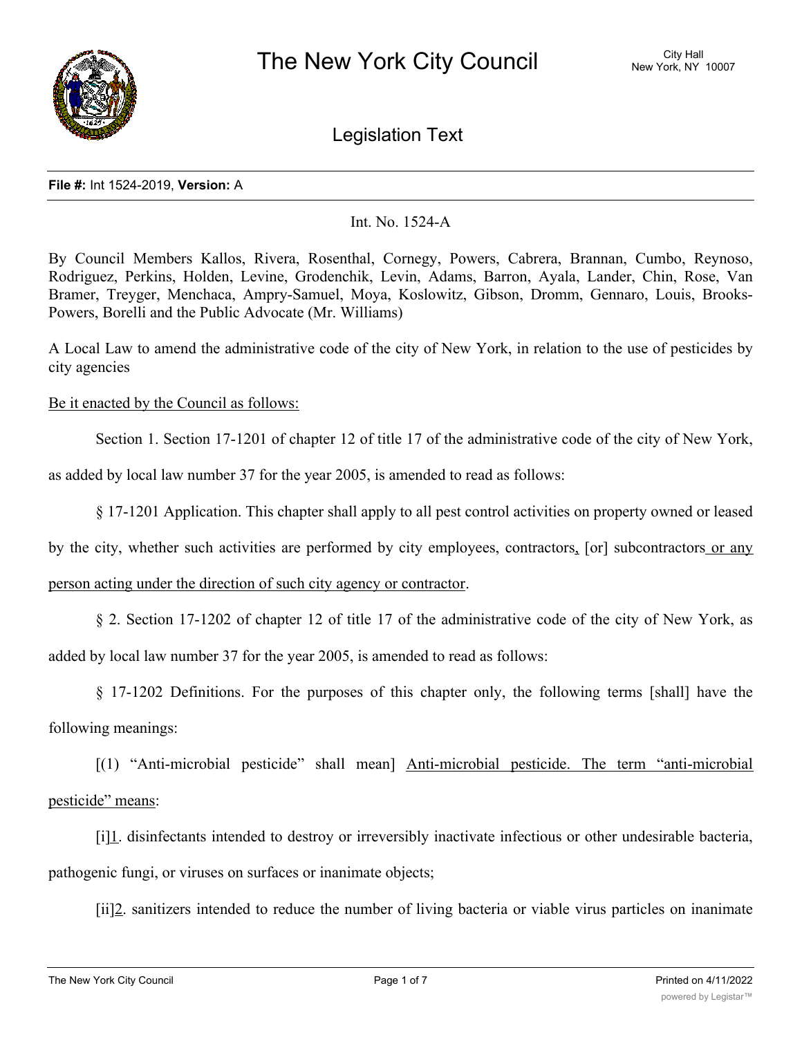# The New York City Council

City Hall
New York, NY 10007

## Legislation Text

**File #:** Int 1524-2019, **Version:** A

Int. No. 1524-A

By Council Members Kallos, Rivera, Rosenthal, Cornegy, Powers, Cabrera, Brannan, Cumbo, Reynoso, Rodriguez, Perkins, Holden, Levine, Grodenchik, Levin, Adams, Barron, Ayala, Lander, Chin, Rose, Van Bramer, Treyger, Menchaca, Ampry-Samuel, Moya, Koslowitz, Gibson, Dromm, Gennaro, Louis, Brooks-Powers, Borelli and the Public Advocate (Mr. Williams)

A Local Law to amend the administrative code of the city of New York, in relation to the use of pesticides by city agencies

Be it enacted by the Council as follows:

Section 1. Section 17-1201 of chapter 12 of title 17 of the administrative code of the city of New York, as added by local law number 37 for the year 2005, is amended to read as follows:

§ 17-1201 Application. This chapter shall apply to all pest control activities on property owned or leased by the city, whether such activities are performed by city employees, contractors, [or] subcontractors or any person acting under the direction of such city agency or contractor.

§ 2. Section 17-1202 of chapter 12 of title 17 of the administrative code of the city of New York, as added by local law number 37 for the year 2005, is amended to read as follows:

§ 17-1202 Definitions. For the purposes of this chapter only, the following terms [shall] have the following meanings:

[(1) "Anti-microbial pesticide" shall mean] Anti-microbial pesticide. The term "anti-microbial pesticide" means:

[i]1. disinfectants intended to destroy or irreversibly inactivate infectious or other undesirable bacteria, pathogenic fungi, or viruses on surfaces or inanimate objects;

[ii]2. sanitizers intended to reduce the number of living bacteria or viable virus particles on inanimate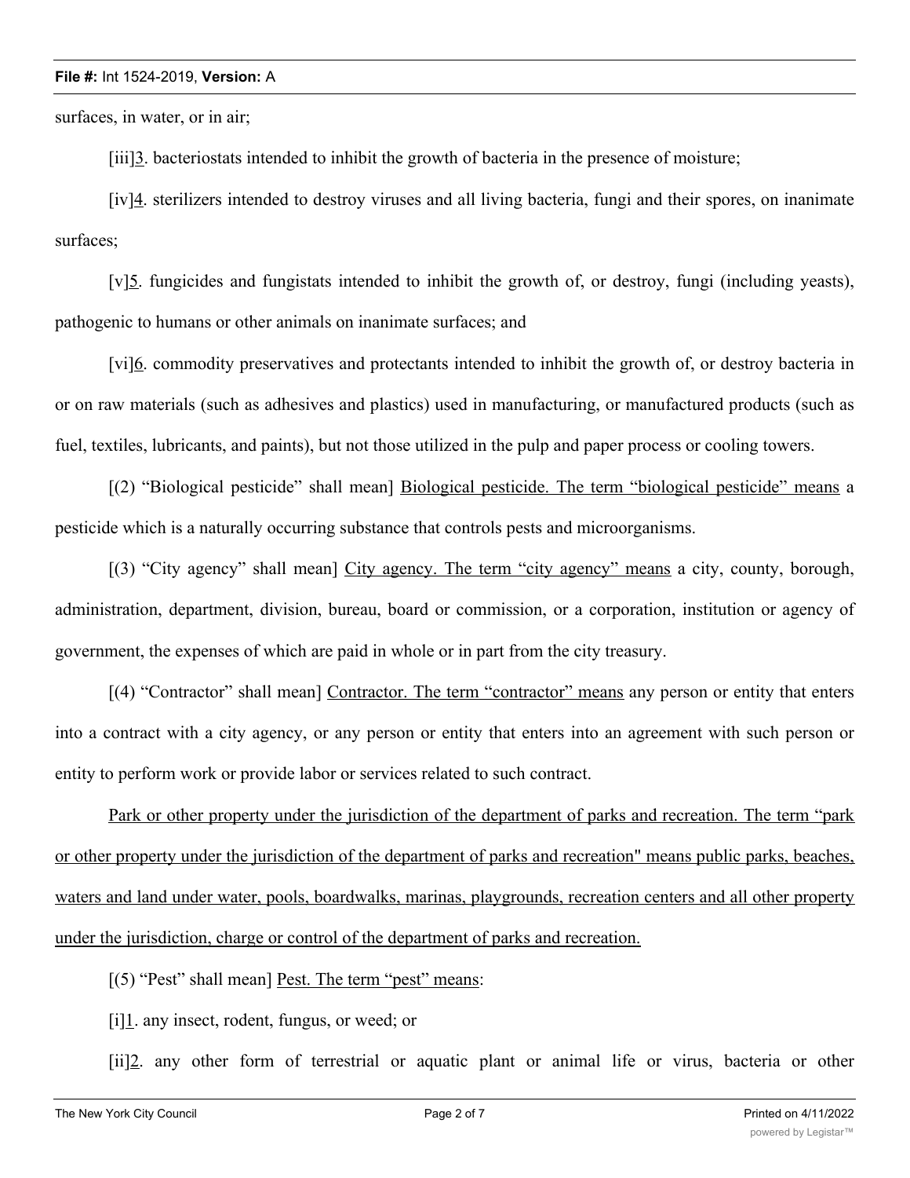surfaces, in water, or in air;

[iii]3. bacteriostats intended to inhibit the growth of bacteria in the presence of moisture;

[iv]4. sterilizers intended to destroy viruses and all living bacteria, fungi and their spores, on inanimate surfaces;

[v]5. fungicides and fungistats intended to inhibit the growth of, or destroy, fungi (including yeasts), pathogenic to humans or other animals on inanimate surfaces; and

[vi]6. commodity preservatives and protectants intended to inhibit the growth of, or destroy bacteria in or on raw materials (such as adhesives and plastics) used in manufacturing, or manufactured products (such as fuel, textiles, lubricants, and paints), but not those utilized in the pulp and paper process or cooling towers.

[(2) "Biological pesticide" shall mean] Biological pesticide. The term "biological pesticide" means a pesticide which is a naturally occurring substance that controls pests and microorganisms.

[(3) "City agency" shall mean] City agency. The term "city agency" means a city, county, borough, administration, department, division, bureau, board or commission, or a corporation, institution or agency of government, the expenses of which are paid in whole or in part from the city treasury.

[(4) "Contractor" shall mean] Contractor. The term "contractor" means any person or entity that enters into a contract with a city agency, or any person or entity that enters into an agreement with such person or entity to perform work or provide labor or services related to such contract.

Park or other property under the jurisdiction of the department of parks and recreation. The term "park or other property under the jurisdiction of the department of parks and recreation" means public parks, beaches, waters and land under water, pools, boardwalks, marinas, playgrounds, recreation centers and all other property under the jurisdiction, charge or control of the department of parks and recreation.

[(5) "Pest" shall mean] Pest. The term "pest" means:

[i]1. any insect, rodent, fungus, or weed; or

[ii]2. any other form of terrestrial or aquatic plant or animal life or virus, bacteria or other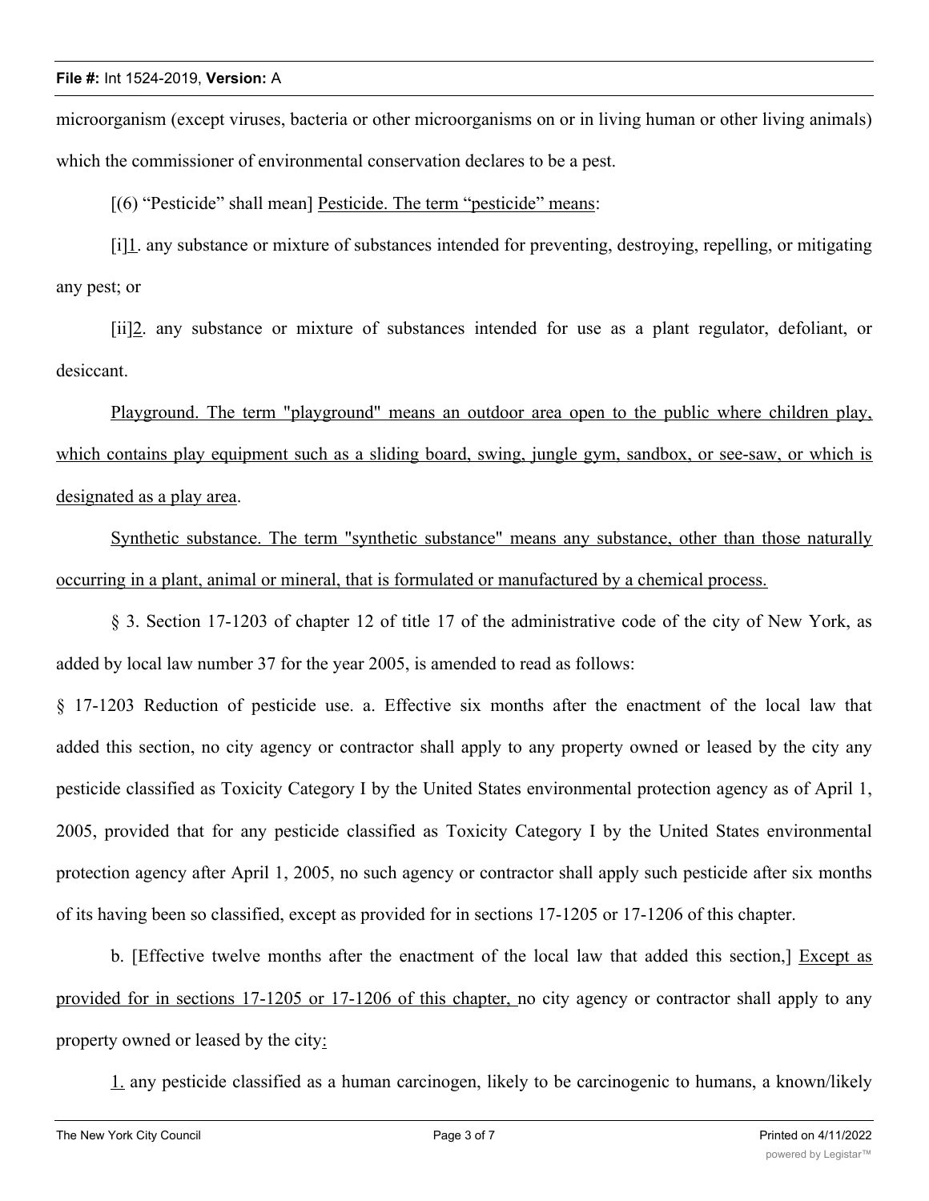microorganism (except viruses, bacteria or other microorganisms on or in living human or other living animals) which the commissioner of environmental conservation declares to be a pest.

[(6) "Pesticide" shall mean] Pesticide. The term "pesticide" means:

[i]1. any substance or mixture of substances intended for preventing, destroying, repelling, or mitigating any pest; or

[ii]2. any substance or mixture of substances intended for use as a plant regulator, defoliant, or desiccant.

Playground. The term "playground" means an outdoor area open to the public where children play, which contains play equipment such as a sliding board, swing, jungle gym, sandbox, or see-saw, or which is designated as a play area.

Synthetic substance. The term "synthetic substance" means any substance, other than those naturally occurring in a plant, animal or mineral, that is formulated or manufactured by a chemical process.

§ 3. Section 17-1203 of chapter 12 of title 17 of the administrative code of the city of New York, as added by local law number 37 for the year 2005, is amended to read as follows:

§ 17-1203 Reduction of pesticide use. a. Effective six months after the enactment of the local law that added this section, no city agency or contractor shall apply to any property owned or leased by the city any pesticide classified as Toxicity Category I by the United States environmental protection agency as of April 1, 2005, provided that for any pesticide classified as Toxicity Category I by the United States environmental protection agency after April 1, 2005, no such agency or contractor shall apply such pesticide after six months of its having been so classified, except as provided for in sections 17-1205 or 17-1206 of this chapter.

b. [Effective twelve months after the enactment of the local law that added this section,] Except as provided for in sections 17-1205 or 17-1206 of this chapter, no city agency or contractor shall apply to any property owned or leased by the city:

1. any pesticide classified as a human carcinogen, likely to be carcinogenic to humans, a known/likely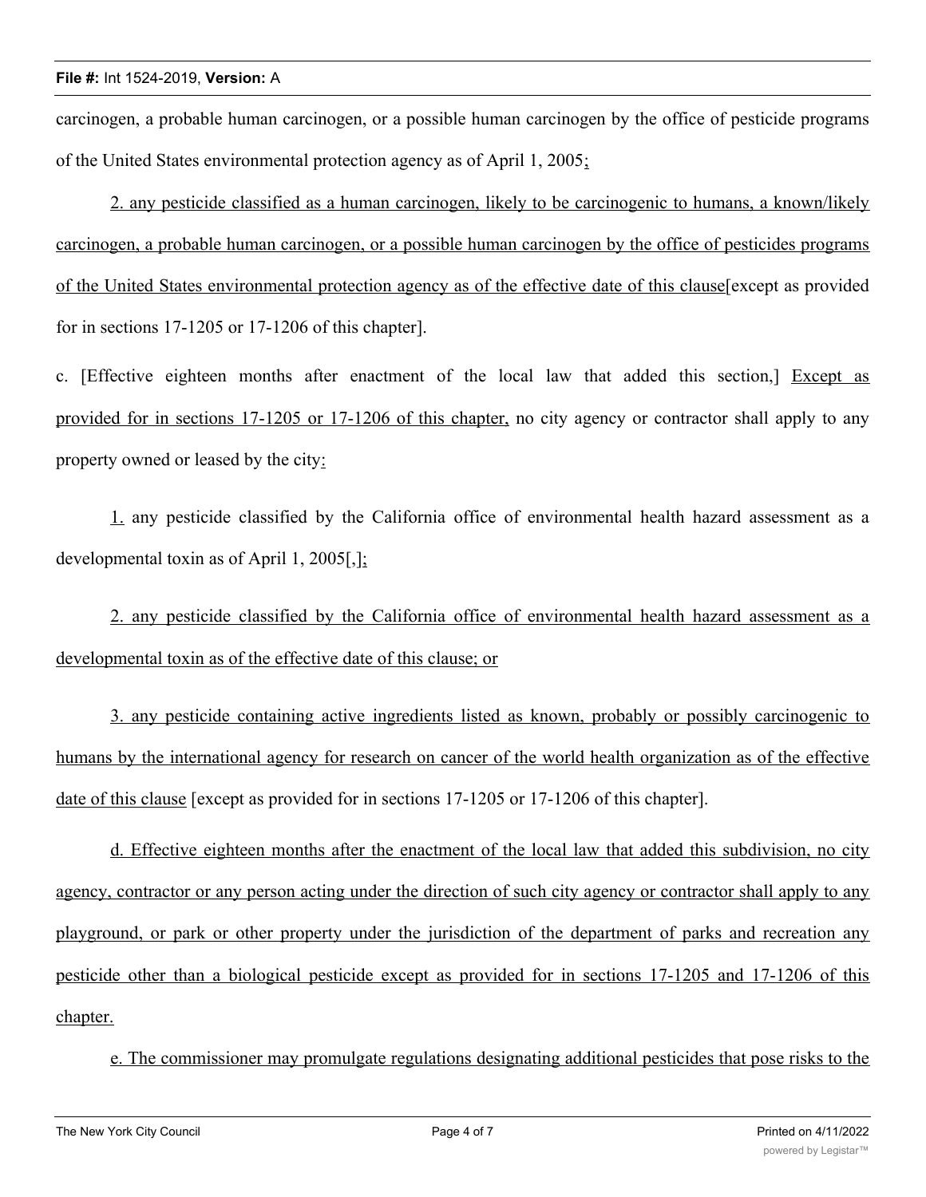carcinogen, a probable human carcinogen, or a possible human carcinogen by the office of pesticide programs of the United States environmental protection agency as of April 1, 2005;

2. any pesticide classified as a human carcinogen, likely to be carcinogenic to humans, a known/likely carcinogen, a probable human carcinogen, or a possible human carcinogen by the office of pesticides programs of the United States environmental protection agency as of the effective date of this clause[except as provided for in sections 17-1205 or 17-1206 of this chapter].

c. [Effective eighteen months after enactment of the local law that added this section,] Except as provided for in sections 17-1205 or 17-1206 of this chapter, no city agency or contractor shall apply to any property owned or leased by the city:

1. any pesticide classified by the California office of environmental health hazard assessment as a developmental toxin as of April 1, 2005[,];

2. any pesticide classified by the California office of environmental health hazard assessment as a developmental toxin as of the effective date of this clause; or

3. any pesticide containing active ingredients listed as known, probably or possibly carcinogenic to humans by the international agency for research on cancer of the world health organization as of the effective date of this clause [except as provided for in sections 17-1205 or 17-1206 of this chapter].

d. Effective eighteen months after the enactment of the local law that added this subdivision, no city agency, contractor or any person acting under the direction of such city agency or contractor shall apply to any playground, or park or other property under the jurisdiction of the department of parks and recreation any pesticide other than a biological pesticide except as provided for in sections 17-1205 and 17-1206 of this chapter.

e. The commissioner may promulgate regulations designating additional pesticides that pose risks to the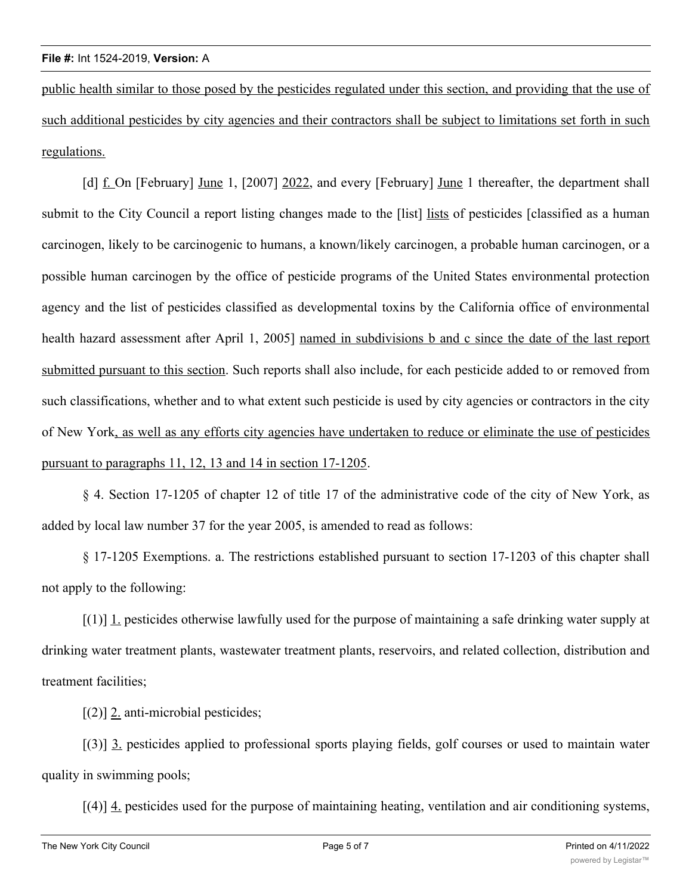public health similar to those posed by the pesticides regulated under this section, and providing that the use of such additional pesticides by city agencies and their contractors shall be subject to limitations set forth in such regulations.

[d] f. On [February] June 1, [2007] 2022, and every [February] June 1 thereafter, the department shall submit to the City Council a report listing changes made to the [list] lists of pesticides [classified as a human carcinogen, likely to be carcinogenic to humans, a known/likely carcinogen, a probable human carcinogen, or a possible human carcinogen by the office of pesticide programs of the United States environmental protection agency and the list of pesticides classified as developmental toxins by the California office of environmental health hazard assessment after April 1, 2005] named in subdivisions b and c since the date of the last report submitted pursuant to this section. Such reports shall also include, for each pesticide added to or removed from such classifications, whether and to what extent such pesticide is used by city agencies or contractors in the city of New York, as well as any efforts city agencies have undertaken to reduce or eliminate the use of pesticides pursuant to paragraphs 11, 12, 13 and 14 in section 17-1205.

§ 4. Section 17-1205 of chapter 12 of title 17 of the administrative code of the city of New York, as added by local law number 37 for the year 2005, is amended to read as follows:

§ 17-1205 Exemptions. a. The restrictions established pursuant to section 17-1203 of this chapter shall not apply to the following:

[(1)] 1. pesticides otherwise lawfully used for the purpose of maintaining a safe drinking water supply at drinking water treatment plants, wastewater treatment plants, reservoirs, and related collection, distribution and treatment facilities;

[(2)] 2. anti-microbial pesticides;

[(3)] 3. pesticides applied to professional sports playing fields, golf courses or used to maintain water quality in swimming pools;

[(4)] 4. pesticides used for the purpose of maintaining heating, ventilation and air conditioning systems,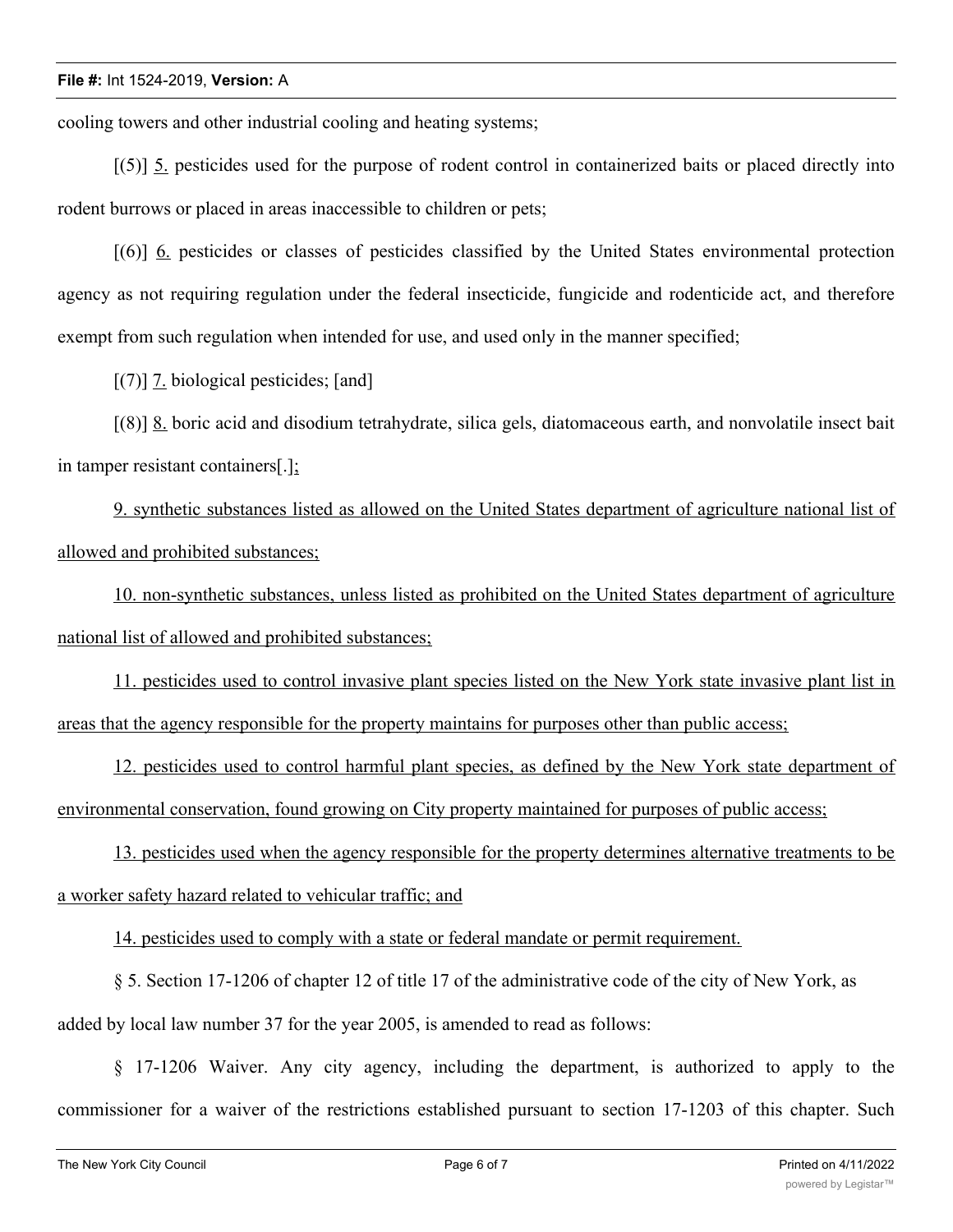cooling towers and other industrial cooling and heating systems;

[(5)] 5. pesticides used for the purpose of rodent control in containerized baits or placed directly into rodent burrows or placed in areas inaccessible to children or pets;

[(6)] 6. pesticides or classes of pesticides classified by the United States environmental protection agency as not requiring regulation under the federal insecticide, fungicide and rodenticide act, and therefore exempt from such regulation when intended for use, and used only in the manner specified;

[(7)] 7. biological pesticides; [and]

[(8)] 8. boric acid and disodium tetrahydrate, silica gels, diatomaceous earth, and nonvolatile insect bait in tamper resistant containers[.];

9. synthetic substances listed as allowed on the United States department of agriculture national list of allowed and prohibited substances;

10. non-synthetic substances, unless listed as prohibited on the United States department of agriculture national list of allowed and prohibited substances;

11. pesticides used to control invasive plant species listed on the New York state invasive plant list in areas that the agency responsible for the property maintains for purposes other than public access;

12. pesticides used to control harmful plant species, as defined by the New York state department of environmental conservation, found growing on City property maintained for purposes of public access;

13. pesticides used when the agency responsible for the property determines alternative treatments to be a worker safety hazard related to vehicular traffic; and

14. pesticides used to comply with a state or federal mandate or permit requirement.

§ 5. Section 17-1206 of chapter 12 of title 17 of the administrative code of the city of New York, as added by local law number 37 for the year 2005, is amended to read as follows:

§ 17-1206 Waiver. Any city agency, including the department, is authorized to apply to the commissioner for a waiver of the restrictions established pursuant to section 17-1203 of this chapter. Such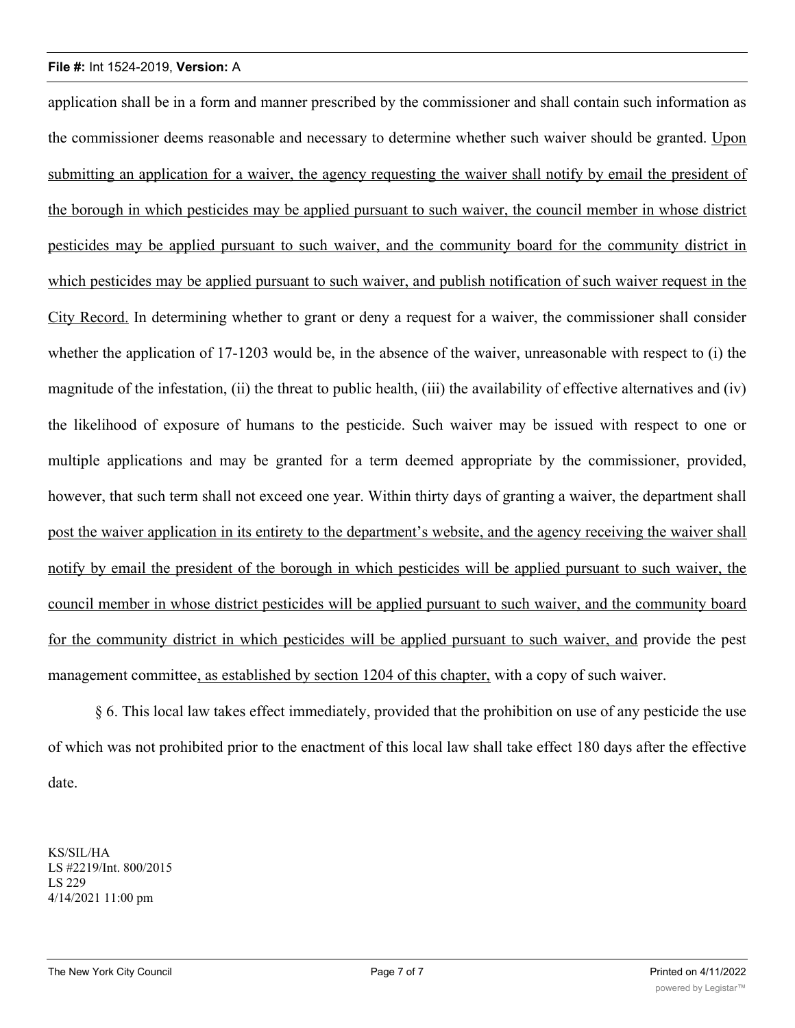application shall be in a form and manner prescribed by the commissioner and shall contain such information as the commissioner deems reasonable and necessary to determine whether such waiver should be granted. <u>Upon submitting an application for a waiver, the agency requesting the waiver shall notify by email the president of the borough in which pesticides may be applied pursuant to such waiver, the council member in whose district pesticides may be applied pursuant to such waiver, and the community board for the community district in which pesticides may be applied pursuant to such waiver, and publish notification of such waiver request in the City Record.</u> In determining whether to grant or deny a request for a waiver, the commissioner shall consider whether the application of 17-1203 would be, in the absence of the waiver, unreasonable with respect to (i) the magnitude of the infestation, (ii) the threat to public health, (iii) the availability of effective alternatives and (iv) the likelihood of exposure of humans to the pesticide. Such waiver may be issued with respect to one or multiple applications and may be granted for a term deemed appropriate by the commissioner, provided, however, that such term shall not exceed one year. Within thirty days of granting a waiver, the department shall <u>post the waiver application in its entirety to the department's website, and the agency receiving the waiver shall notify by email the president of the borough in which pesticides will be applied pursuant to such waiver, the council member in whose district pesticides will be applied pursuant to such waiver, and the community board for the community district in which pesticides will be applied pursuant to such waiver, and</u> provide the pest management committee<u>, as established by section 1204 of this chapter,</u> with a copy of such waiver.

§ 6. This local law takes effect immediately, provided that the prohibition on use of any pesticide the use of which was not prohibited prior to the enactment of this local law shall take effect 180 days after the effective date.

KS/SIL/HA
LS #2219/Int. 800/2015
LS 229
4/14/2021 11:00 pm